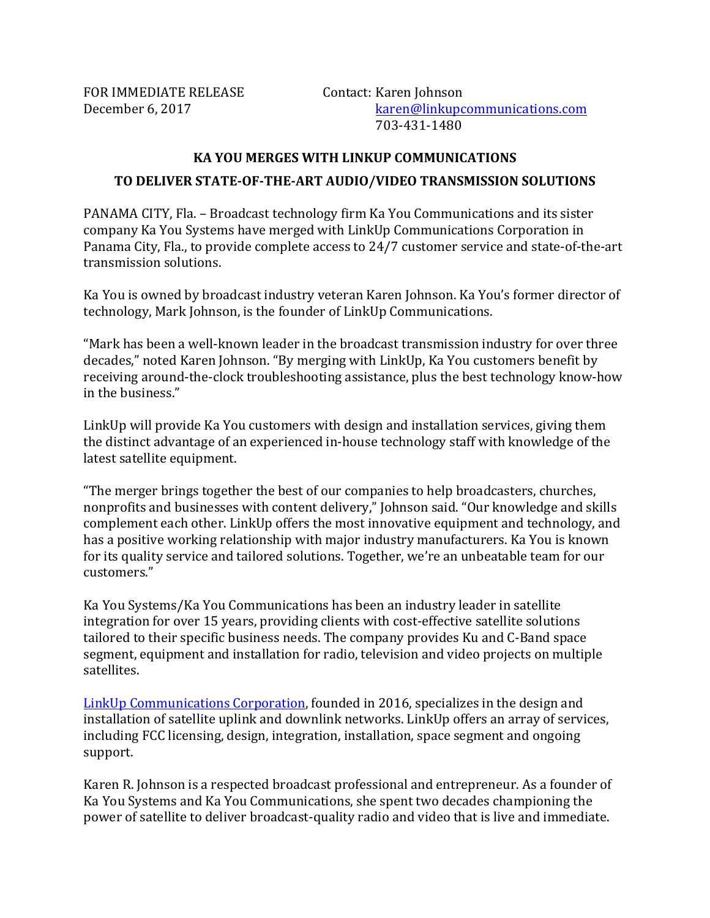FOR IMMEDIATE RELEASE
December 6, 2017

Contact: Karen Johnson
karen@linkupcommunications.com
703-431-1480

## KA YOU MERGES WITH LINKUP COMMUNICATIONS
## TO DELIVER STATE-OF-THE-ART AUDIO/VIDEO TRANSMISSION SOLUTIONS

PANAMA CITY, Fla. – Broadcast technology firm Ka You Communications and its sister company Ka You Systems have merged with LinkUp Communications Corporation in Panama City, Fla., to provide complete access to 24/7 customer service and state-of-the-art transmission solutions.

Ka You is owned by broadcast industry veteran Karen Johnson. Ka You's former director of technology, Mark Johnson, is the founder of LinkUp Communications.

"Mark has been a well-known leader in the broadcast transmission industry for over three decades," noted Karen Johnson. "By merging with LinkUp, Ka You customers benefit by receiving around-the-clock troubleshooting assistance, plus the best technology know-how in the business."

LinkUp will provide Ka You customers with design and installation services, giving them the distinct advantage of an experienced in-house technology staff with knowledge of the latest satellite equipment.

"The merger brings together the best of our companies to help broadcasters, churches, nonprofits and businesses with content delivery," Johnson said. "Our knowledge and skills complement each other. LinkUp offers the most innovative equipment and technology, and has a positive working relationship with major industry manufacturers. Ka You is known for its quality service and tailored solutions. Together, we're an unbeatable team for our customers."

Ka You Systems/Ka You Communications has been an industry leader in satellite integration for over 15 years, providing clients with cost-effective satellite solutions tailored to their specific business needs. The company provides Ku and C-Band space segment, equipment and installation for radio, television and video projects on multiple satellites.

LinkUp Communications Corporation, founded in 2016, specializes in the design and installation of satellite uplink and downlink networks. LinkUp offers an array of services, including FCC licensing, design, integration, installation, space segment and ongoing support.

Karen R. Johnson is a respected broadcast professional and entrepreneur. As a founder of Ka You Systems and Ka You Communications, she spent two decades championing the power of satellite to deliver broadcast-quality radio and video that is live and immediate.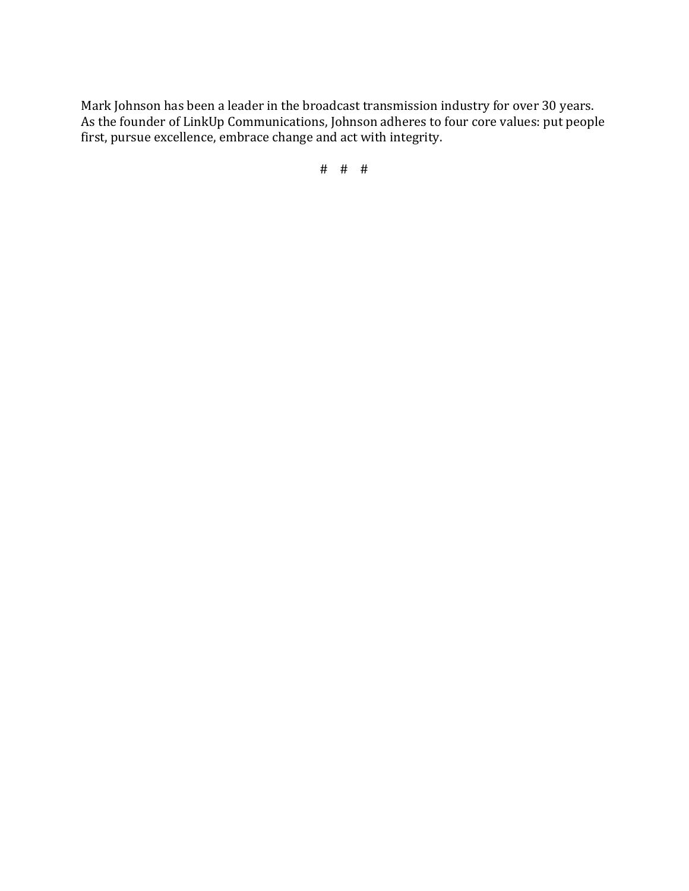Mark Johnson has been a leader in the broadcast transmission industry for over 30 years. As the founder of LinkUp Communications, Johnson adheres to four core values: put people first, pursue excellence, embrace change and act with integrity.

# # #